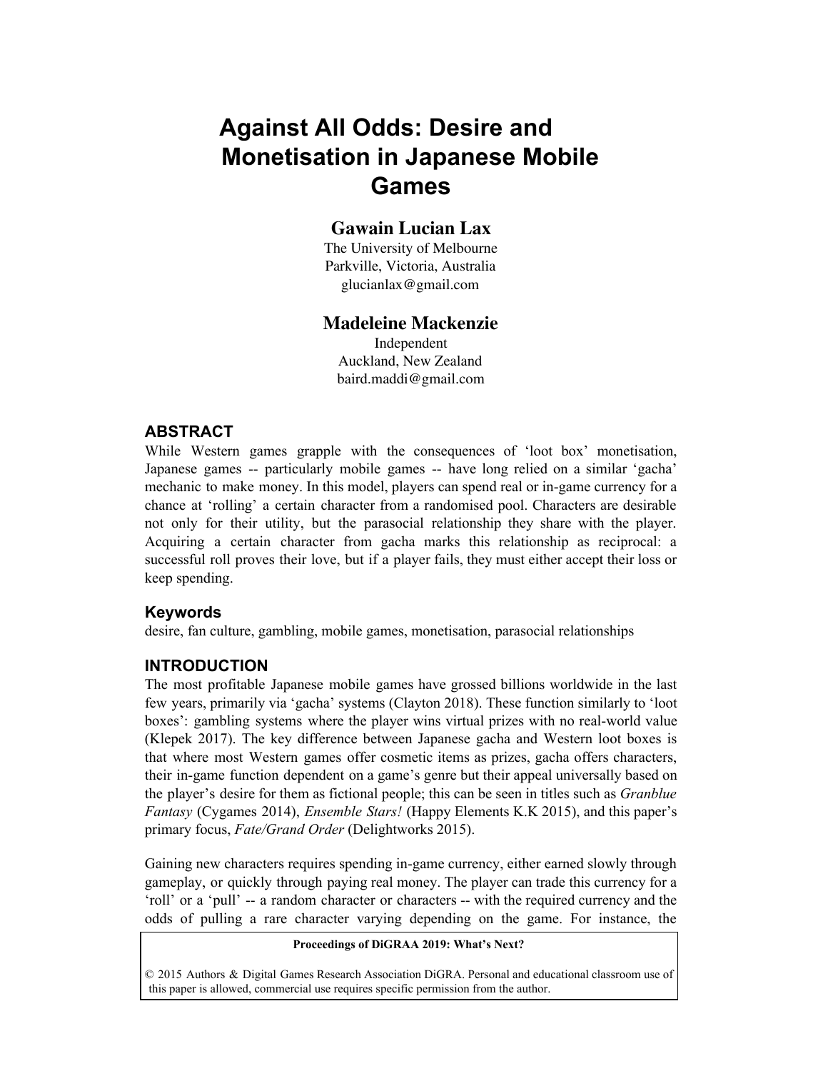# Against All Odds: Desire and Monetisation in Japanese Mobile Games

**Gawain Lucian Lax**

The University of Melbourne
Parkville, Victoria, Australia
glucianlax@gmail.com

**Madeleine Mackenzie**

Independent
Auckland, New Zealand
baird.maddi@gmail.com

## ABSTRACT

While Western games grapple with the consequences of 'loot box' monetisation, Japanese games -- particularly mobile games -- have long relied on a similar 'gacha' mechanic to make money. In this model, players can spend real or in-game currency for a chance at 'rolling' a certain character from a randomised pool. Characters are desirable not only for their utility, but the parasocial relationship they share with the player. Acquiring a certain character from gacha marks this relationship as reciprocal: a successful roll proves their love, but if a player fails, they must either accept their loss or keep spending.

### Keywords

desire, fan culture, gambling, mobile games, monetisation, parasocial relationships

## INTRODUCTION

The most profitable Japanese mobile games have grossed billions worldwide in the last few years, primarily via 'gacha' systems (Clayton 2018). These function similarly to 'loot boxes': gambling systems where the player wins virtual prizes with no real-world value (Klepek 2017). The key difference between Japanese gacha and Western loot boxes is that where most Western games offer cosmetic items as prizes, gacha offers characters, their in-game function dependent on a game's genre but their appeal universally based on the player's desire for them as fictional people; this can be seen in titles such as *Granblue Fantasy* (Cygames 2014), *Ensemble Stars!* (Happy Elements K.K 2015), and this paper's primary focus, *Fate/Grand Order* (Delightworks 2015).

Gaining new characters requires spending in-game currency, either earned slowly through gameplay, or quickly through paying real money. The player can trade this currency for a 'roll' or a 'pull' -- a random character or characters -- with the required currency and the odds of pulling a rare character varying depending on the game. For instance, the

**Proceedings of DiGRAA 2019: What's Next?**

© 2015 Authors & Digital Games Research Association DiGRA. Personal and educational classroom use of this paper is allowed, commercial use requires specific permission from the author.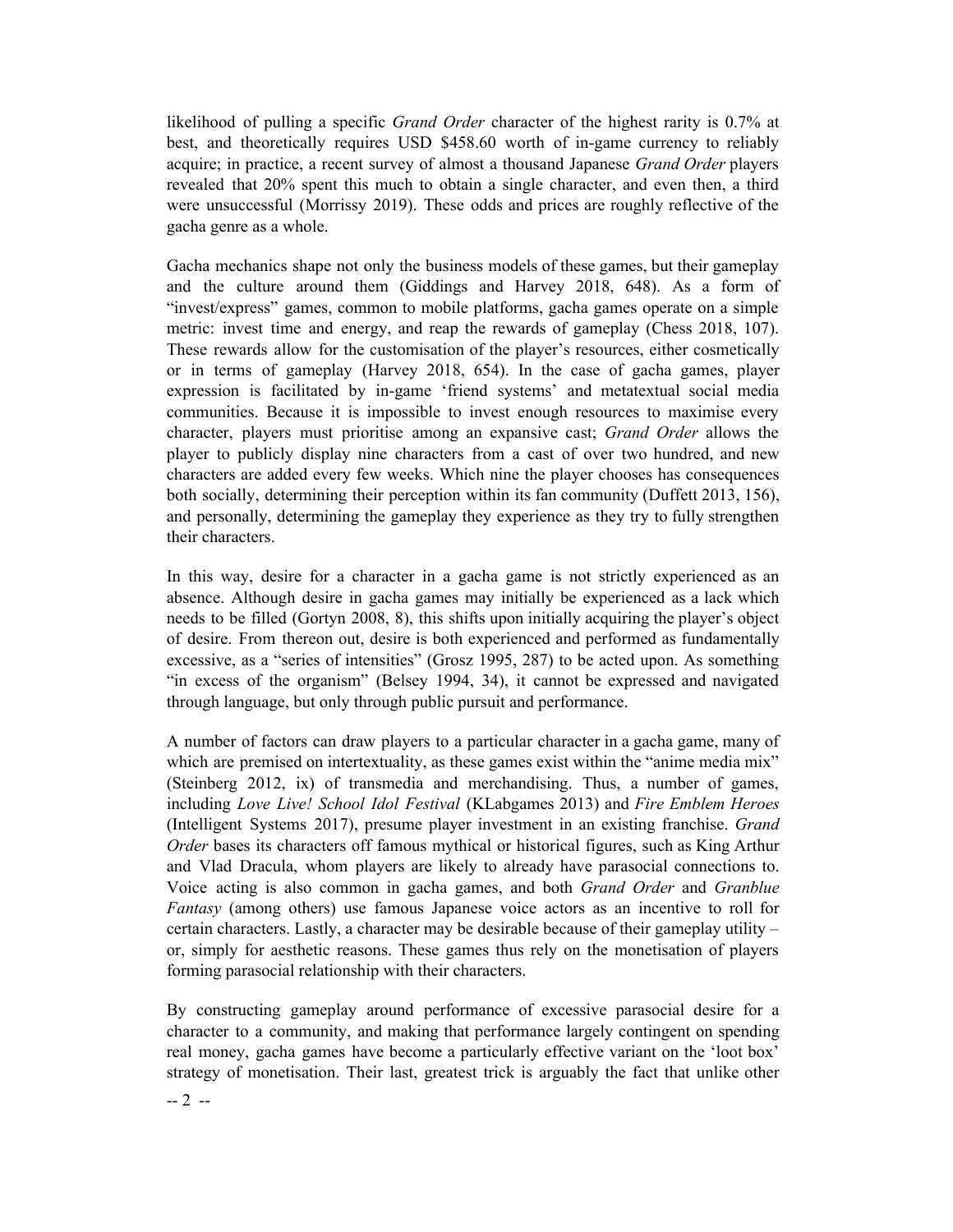likelihood of pulling a specific *Grand Order* character of the highest rarity is 0.7% at best, and theoretically requires USD $458.60 worth of in-game currency to reliably acquire; in practice, a recent survey of almost a thousand Japanese *Grand Order* players revealed that 20% spent this much to obtain a single character, and even then, a third were unsuccessful (Morrissy 2019). These odds and prices are roughly reflective of the gacha genre as a whole.

Gacha mechanics shape not only the business models of these games, but their gameplay and the culture around them (Giddings and Harvey 2018, 648). As a form of "invest/express" games, common to mobile platforms, gacha games operate on a simple metric: invest time and energy, and reap the rewards of gameplay (Chess 2018, 107). These rewards allow for the customisation of the player's resources, either cosmetically or in terms of gameplay (Harvey 2018, 654). In the case of gacha games, player expression is facilitated by in-game 'friend systems' and metatextual social media communities. Because it is impossible to invest enough resources to maximise every character, players must prioritise among an expansive cast; *Grand Order* allows the player to publicly display nine characters from a cast of over two hundred, and new characters are added every few weeks. Which nine the player chooses has consequences both socially, determining their perception within its fan community (Duffett 2013, 156), and personally, determining the gameplay they experience as they try to fully strengthen their characters.

In this way, desire for a character in a gacha game is not strictly experienced as an absence. Although desire in gacha games may initially be experienced as a lack which needs to be filled (Gortyn 2008, 8), this shifts upon initially acquiring the player's object of desire. From thereon out, desire is both experienced and performed as fundamentally excessive, as a "series of intensities" (Grosz 1995, 287) to be acted upon. As something "in excess of the organism" (Belsey 1994, 34), it cannot be expressed and navigated through language, but only through public pursuit and performance.

A number of factors can draw players to a particular character in a gacha game, many of which are premised on intertextuality, as these games exist within the "anime media mix" (Steinberg 2012, ix) of transmedia and merchandising. Thus, a number of games, including *Love Live! School Idol Festival* (KLabgames 2013) and *Fire Emblem Heroes* (Intelligent Systems 2017), presume player investment in an existing franchise. *Grand Order* bases its characters off famous mythical or historical figures, such as King Arthur and Vlad Dracula, whom players are likely to already have parasocial connections to. Voice acting is also common in gacha games, and both *Grand Order* and *Granblue Fantasy* (among others) use famous Japanese voice actors as an incentive to roll for certain characters. Lastly, a character may be desirable because of their gameplay utility – or, simply for aesthetic reasons. These games thus rely on the monetisation of players forming parasocial relationship with their characters.

By constructing gameplay around performance of excessive parasocial desire for a character to a community, and making that performance largely contingent on spending real money, gacha games have become a particularly effective variant on the 'loot box' strategy of monetisation. Their last, greatest trick is arguably the fact that unlike other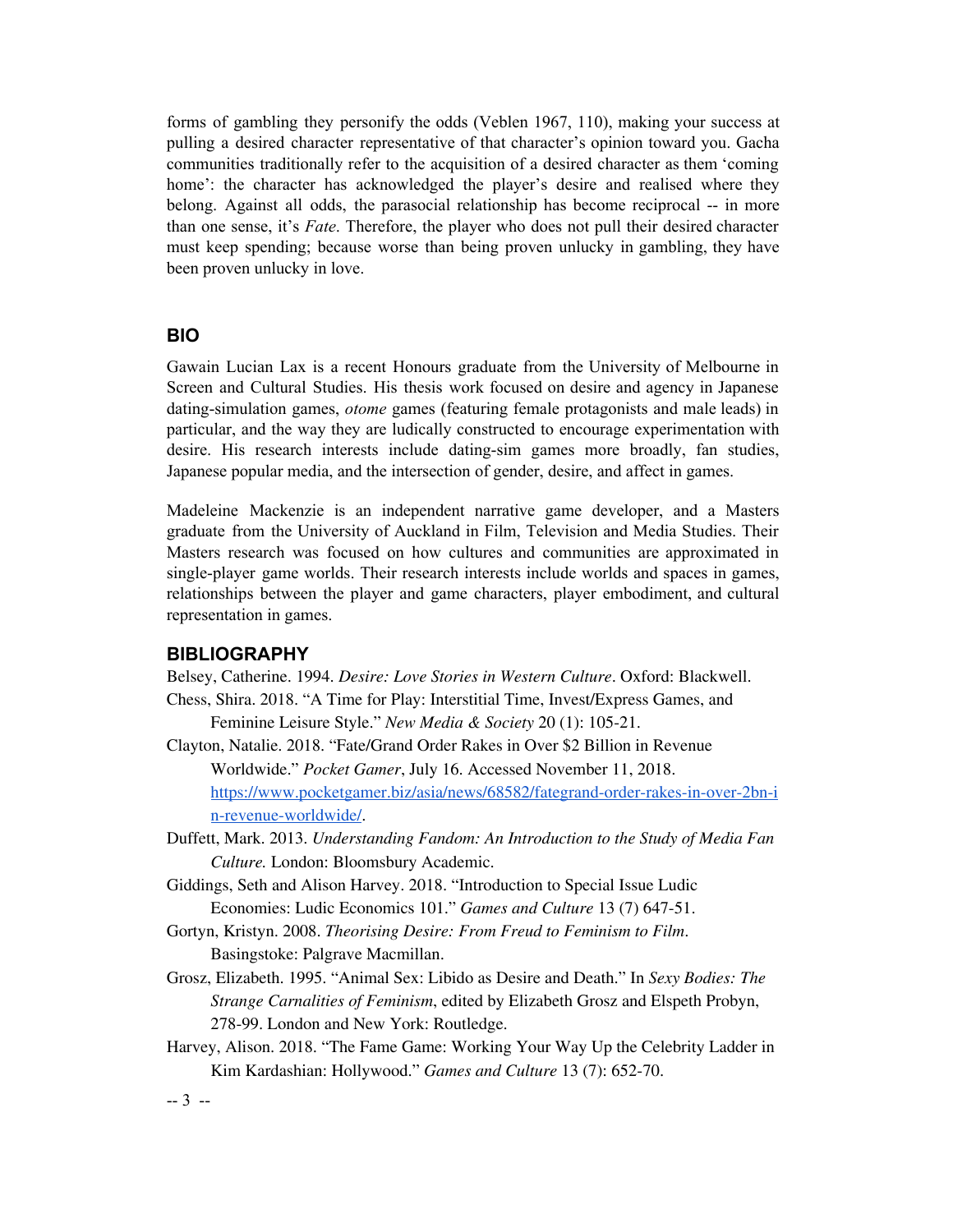forms of gambling they personify the odds (Veblen 1967, 110), making your success at pulling a desired character representative of that character's opinion toward you. Gacha communities traditionally refer to the acquisition of a desired character as them 'coming home': the character has acknowledged the player's desire and realised where they belong. Against all odds, the parasocial relationship has become reciprocal -- in more than one sense, it's *Fate*. Therefore, the player who does not pull their desired character must keep spending; because worse than being proven unlucky in gambling, they have been proven unlucky in love.

## BIO

Gawain Lucian Lax is a recent Honours graduate from the University of Melbourne in Screen and Cultural Studies. His thesis work focused on desire and agency in Japanese dating-simulation games, *otome* games (featuring female protagonists and male leads) in particular, and the way they are ludically constructed to encourage experimentation with desire. His research interests include dating-sim games more broadly, fan studies, Japanese popular media, and the intersection of gender, desire, and affect in games.

Madeleine Mackenzie is an independent narrative game developer, and a Masters graduate from the University of Auckland in Film, Television and Media Studies. Their Masters research was focused on how cultures and communities are approximated in single-player game worlds. Their research interests include worlds and spaces in games, relationships between the player and game characters, player embodiment, and cultural representation in games.

## BIBLIOGRAPHY

Belsey, Catherine. 1994. *Desire: Love Stories in Western Culture*. Oxford: Blackwell.

Chess, Shira. 2018. "A Time for Play: Interstitial Time, Invest/Express Games, and Feminine Leisure Style." *New Media & Society* 20 (1): 105-21.

Clayton, Natalie. 2018. "Fate/Grand Order Rakes in Over $2 Billion in Revenue Worldwide." *Pocket Gamer*, July 16. Accessed November 11, 2018. https://www.pocketgamer.biz/asia/news/68582/fategrand-order-rakes-in-over-2bn-in-revenue-worldwide/.

Duffett, Mark. 2013. *Understanding Fandom: An Introduction to the Study of Media Fan Culture.* London: Bloomsbury Academic.

Giddings, Seth and Alison Harvey. 2018. "Introduction to Special Issue Ludic Economies: Ludic Economics 101." *Games and Culture* 13 (7) 647-51.

Gortyn, Kristyn. 2008. *Theorising Desire: From Freud to Feminism to Film*. Basingstoke: Palgrave Macmillan.

Grosz, Elizabeth. 1995. "Animal Sex: Libido as Desire and Death." In *Sexy Bodies: The Strange Carnalities of Feminism*, edited by Elizabeth Grosz and Elspeth Probyn, 278-99. London and New York: Routledge.

Harvey, Alison. 2018. "The Fame Game: Working Your Way Up the Celebrity Ladder in Kim Kardashian: Hollywood." *Games and Culture* 13 (7): 652-70.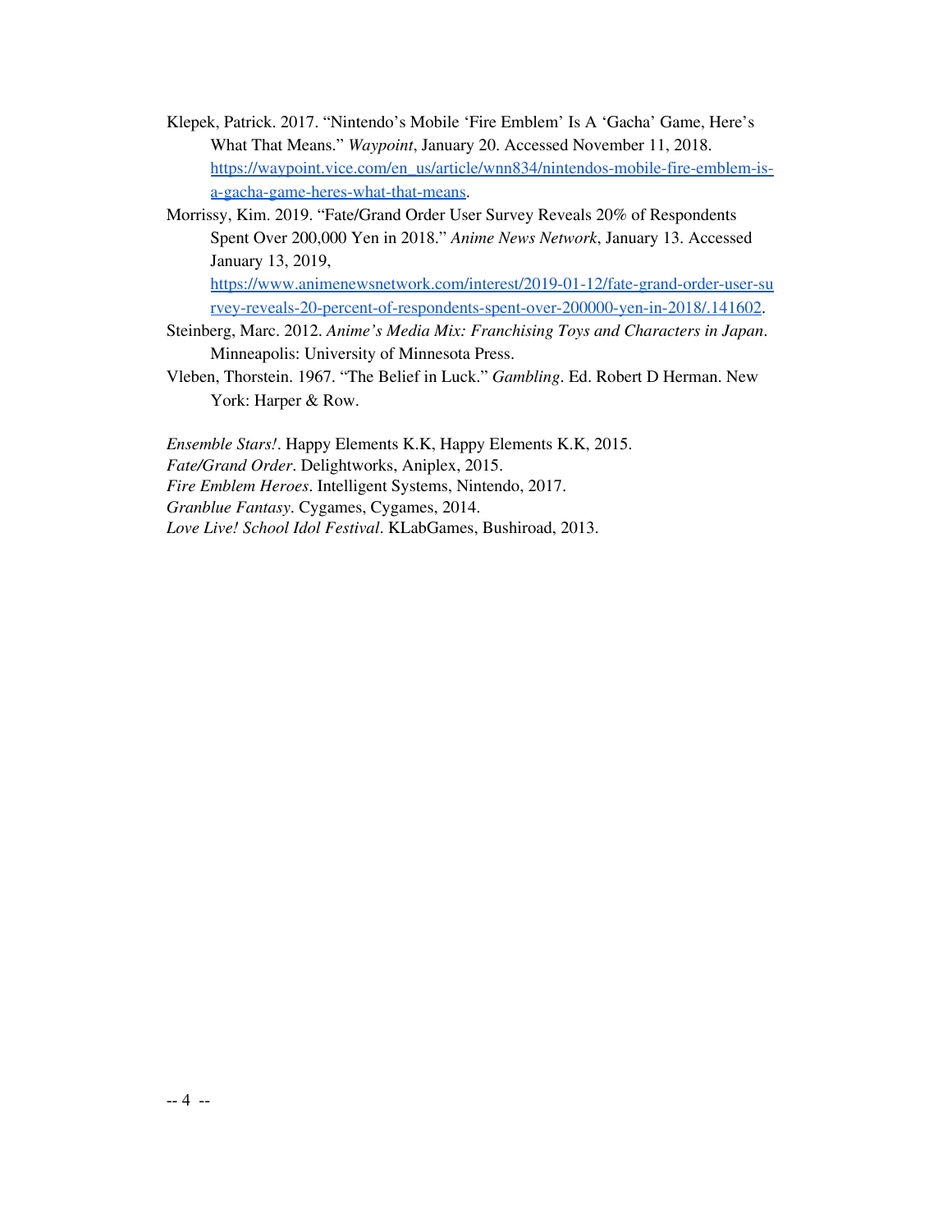Klepek, Patrick. 2017. “Nintendo’s Mobile ‘Fire Emblem’ Is A ‘Gacha’ Game, Here’s What That Means.” *Waypoint*, January 20. Accessed November 11, 2018. https://waypoint.vice.com/en_us/article/wnn834/nintendos-mobile-fire-emblem-is-a-gacha-game-heres-what-that-means.

Morrissy, Kim. 2019. “Fate/Grand Order User Survey Reveals 20% of Respondents Spent Over 200,000 Yen in 2018.” *Anime News Network*, January 13. Accessed January 13, 2019, https://www.animenewsnetwork.com/interest/2019-01-12/fate-grand-order-user-survey-reveals-20-percent-of-respondents-spent-over-200000-yen-in-2018/.141602.

Steinberg, Marc. 2012. *Anime’s Media Mix: Franchising Toys and Characters in Japan*. Minneapolis: University of Minnesota Press.

Vleben, Thorstein. 1967. “The Belief in Luck.” *Gambling*. Ed. Robert D Herman. New York: Harper & Row.

*Ensemble Stars!*. Happy Elements K.K, Happy Elements K.K, 2015.
*Fate/Grand Order*. Delightworks, Aniplex, 2015.
*Fire Emblem Heroes*. Intelligent Systems, Nintendo, 2017.
*Granblue Fantasy*. Cygames, Cygames, 2014.
*Love Live! School Idol Festival*. KLabGames, Bushiroad, 2013.